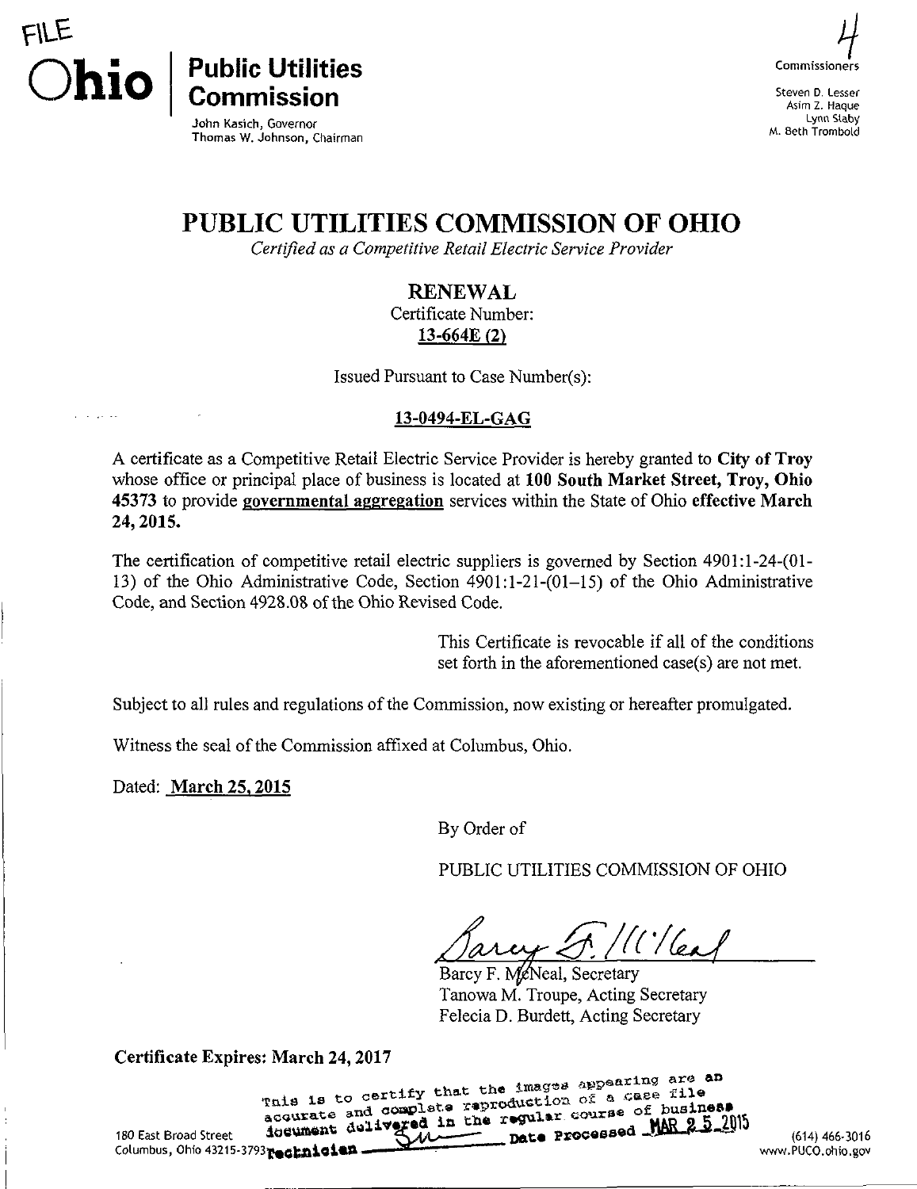FILE

**Ohio** | **Public Utilities Commission**

John Kasich, Governor
Thomas W. Johnson, Chairman

4

Commissioners

Steven D. Lesser
Asim Z. Haque
Lynn Slaby
M. Beth Trombold

# PUBLIC UTILITIES COMMISSION OF OHIO

*Certified as a Competitive Retail Electric Service Provider*

**RENEWAL**

Certificate Number:
13-664E (2)

Issued Pursuant to Case Number(s):

**13-0494-EL-GAG**

A certificate as a Competitive Retail Electric Service Provider is hereby granted to **City of Troy** whose office or principal place of business is located at **100 South Market Street, Troy, Ohio 45373** to provide governmental aggregation services within the State of Ohio **effective March 24, 2015.**

The certification of competitive retail electric suppliers is governed by Section 4901:1-24-(01-13) of the Ohio Administrative Code, Section 4901:1-21-(01–15) of the Ohio Administrative Code, and Section 4928.08 of the Ohio Revised Code.

This Certificate is revocable if all of the conditions set forth in the aforementioned case(s) are not met.

Subject to all rules and regulations of the Commission, now existing or hereafter promulgated.

Witness the seal of the Commission affixed at Columbus, Ohio.

Dated: **March 25, 2015**

By Order of

PUBLIC UTILITIES COMMISSION OF OHIO

Barcy F. McNeal, Secretary
Tanowa M. Troupe, Acting Secretary
Felecia D. Burdett, Acting Secretary

**Certificate Expires: March 24, 2017**

This is to certify that the images appearing are an accurate and complete reproduction of a case file document delivered in the regular course of business
Technician ____ Date Processed MAR 25 2015

180 East Broad Street
Columbus, Ohio 43215-3793

(614) 466-3016
www.PUCO.ohio.gov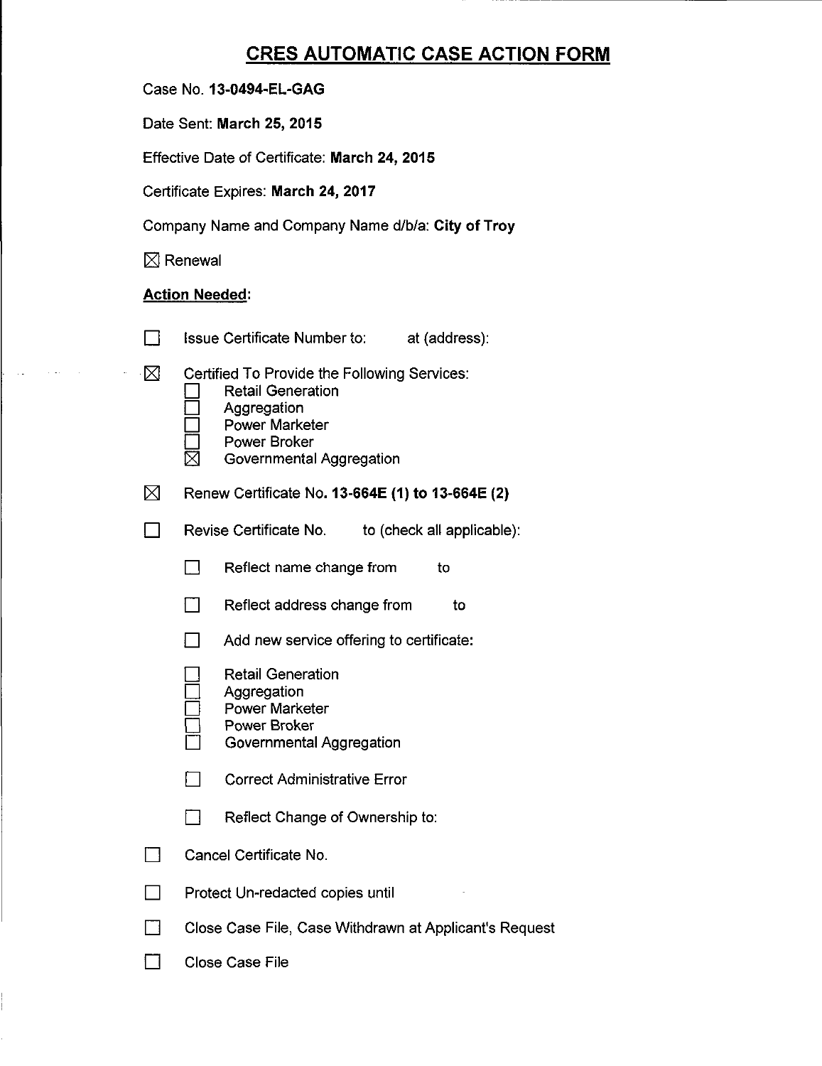# CRES AUTOMATIC CASE ACTION FORM

Case No. **13-0494-EL-GAG**

Date Sent: **March 25, 2015**

Effective Date of Certificate: **March 24, 2015**

Certificate Expires: **March 24, 2017**

Company Name and Company Name d/b/a: **City of Troy**

☒ Renewal

**Action Needed:**

☐ Issue Certificate Number to: at (address):

☒ Certified To Provide the Following Services:
- ☐ Retail Generation
- ☐ Aggregation
- ☐ Power Marketer
- ☐ Power Broker
- ☒ Governmental Aggregation

☒ Renew Certificate No. **13-664E (1) to 13-664E (2)**

☐ Revise Certificate No. to (check all applicable):

- ☐ Reflect name change from to
- ☐ Reflect address change from to
- ☐ Add new service offering to certificate:
  - ☐ Retail Generation
  - ☐ Aggregation
  - ☐ Power Marketer
  - ☐ Power Broker
  - ☐ Governmental Aggregation
- ☐ Correct Administrative Error
- ☐ Reflect Change of Ownership to:

☐ Cancel Certificate No.

☐ Protect Un-redacted copies until

☐ Close Case File, Case Withdrawn at Applicant's Request

☐ Close Case File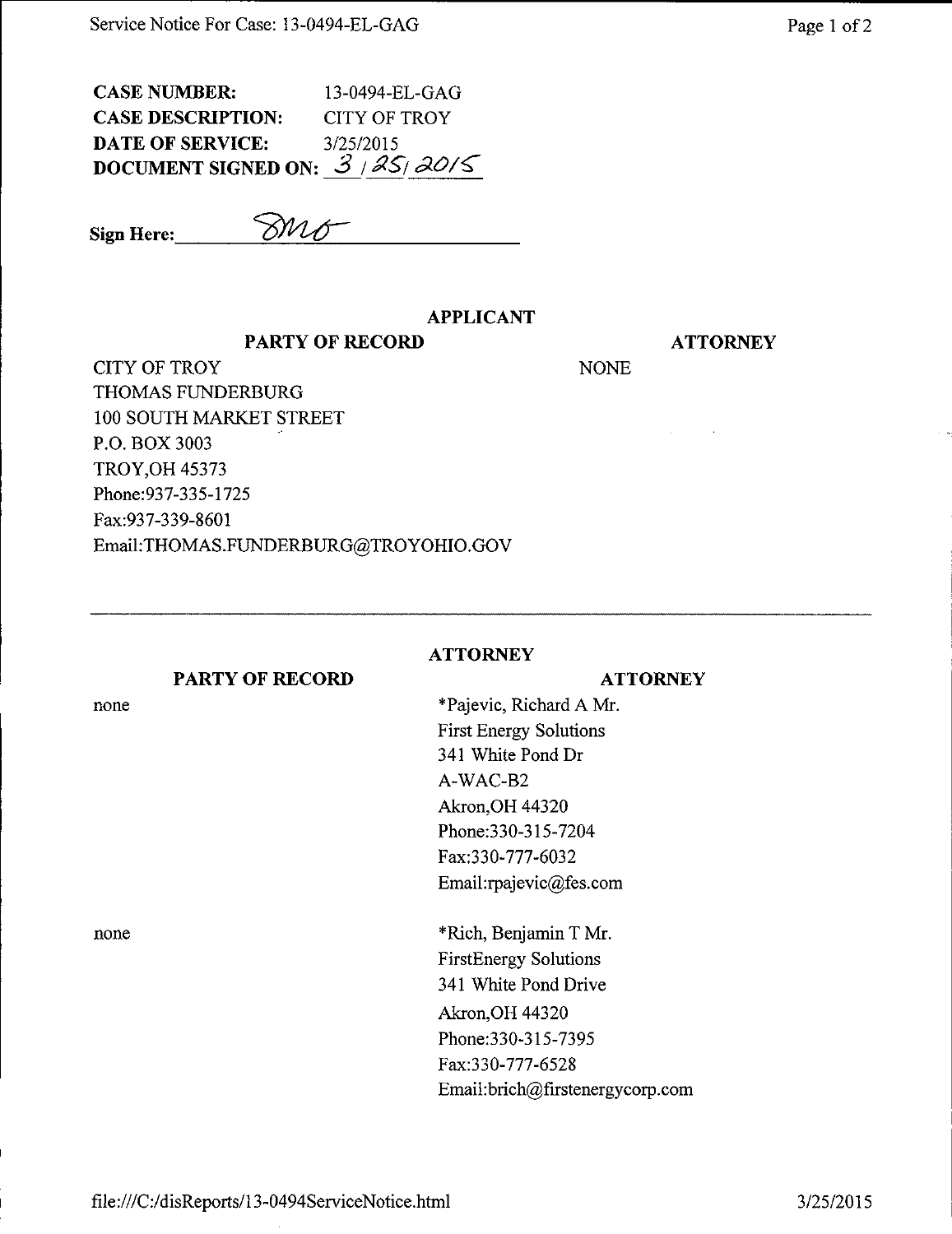**CASE NUMBER:** 13-0494-EL-GAG
**CASE DESCRIPTION:** CITY OF TROY
**DATE OF SERVICE:** 3/25/2015
**DOCUMENT SIGNED ON:** 3/25/2015

**Sign Here:** SMO

## APPLICANT

| PARTY OF RECORD | ATTORNEY |
|---|---|
| CITY OF TROY<br>THOMAS FUNDERBURG<br>100 SOUTH MARKET STREET<br>P.O. BOX 3003<br>TROY,OH 45373<br>Phone:937-335-1725<br>Fax:937-339-8601<br>Email:THOMAS.FUNDERBURG@TROYOHIO.GOV | NONE |

---

## ATTORNEY

| PARTY OF RECORD | ATTORNEY |
|---|---|
| none | *Pajevic, Richard A Mr.<br>First Energy Solutions<br>341 White Pond Dr<br>A-WAC-B2<br>Akron,OH 44320<br>Phone:330-315-7204<br>Fax:330-777-6032<br>Email:rpajevic@fes.com |
| none | *Rich, Benjamin T Mr.<br>FirstEnergy Solutions<br>341 White Pond Drive<br>Akron,OH 44320<br>Phone:330-315-7395<br>Fax:330-777-6528<br>Email:brich@firstenergycorp.com |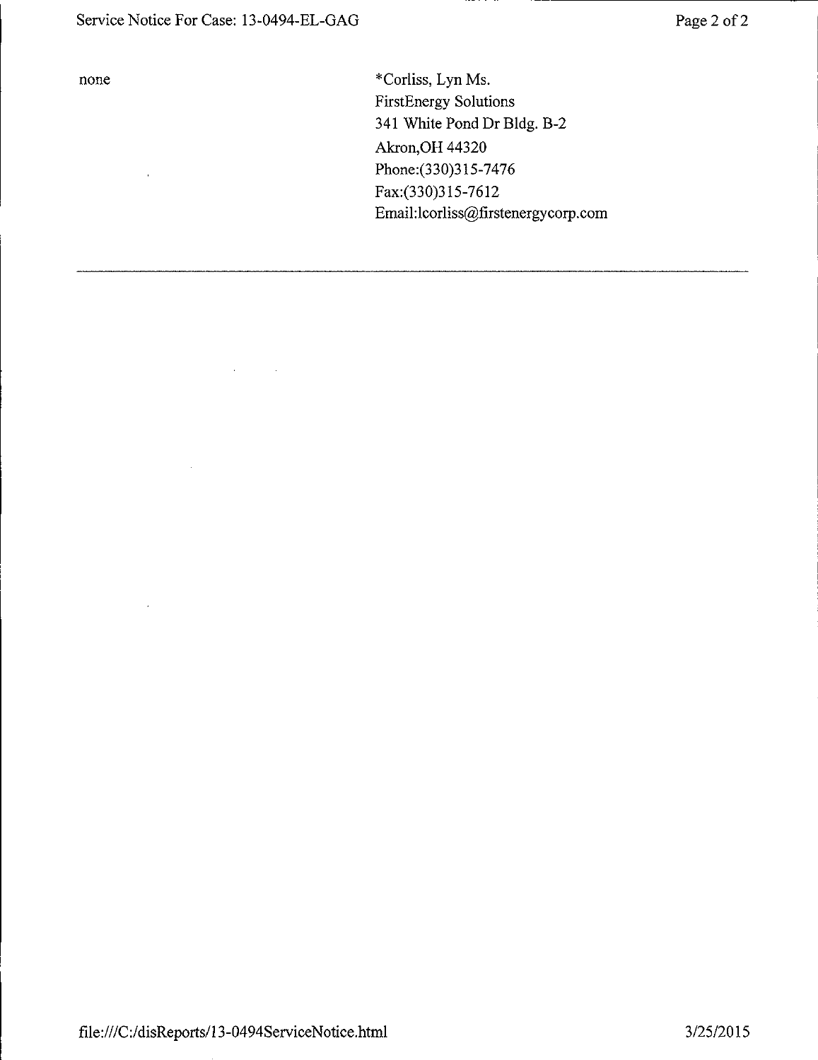none

*Corliss, Lyn Ms.
FirstEnergy Solutions
341 White Pond Dr Bldg. B-2
Akron,OH 44320
Phone:(330)315-7476
Fax:(330)315-7612
Email:lcorliss@firstenergycorp.com